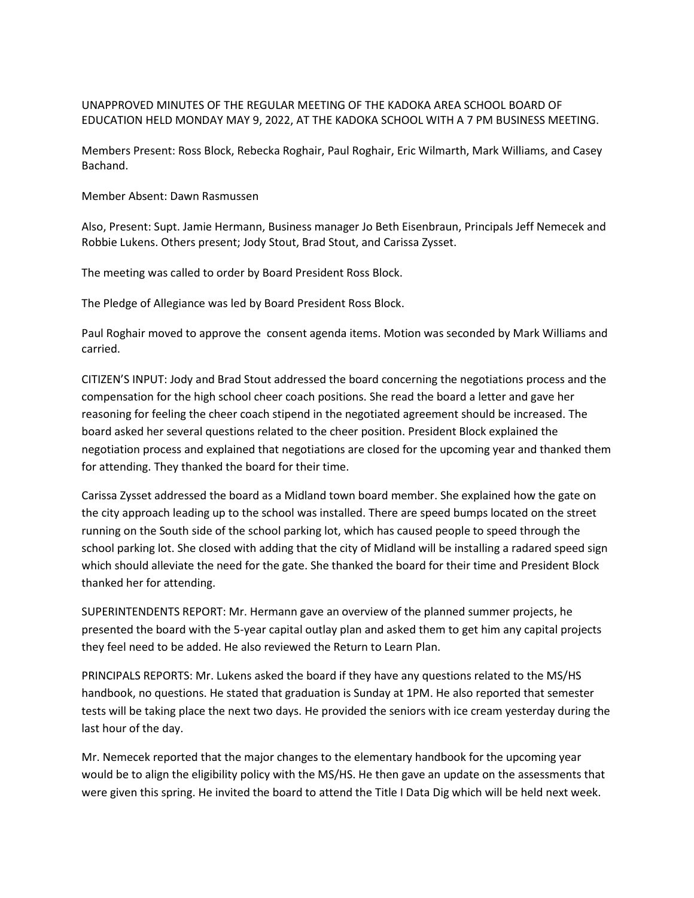UNAPPROVED MINUTES OF THE REGULAR MEETING OF THE KADOKA AREA SCHOOL BOARD OF EDUCATION HELD MONDAY MAY 9, 2022, AT THE KADOKA SCHOOL WITH A 7 PM BUSINESS MEETING.

Members Present: Ross Block, Rebecka Roghair, Paul Roghair, Eric Wilmarth, Mark Williams, and Casey Bachand.

Member Absent: Dawn Rasmussen

Also, Present: Supt. Jamie Hermann, Business manager Jo Beth Eisenbraun, Principals Jeff Nemecek and Robbie Lukens. Others present; Jody Stout, Brad Stout, and Carissa Zysset.

The meeting was called to order by Board President Ross Block.

The Pledge of Allegiance was led by Board President Ross Block.

Paul Roghair moved to approve the consent agenda items. Motion was seconded by Mark Williams and carried.

CITIZEN'S INPUT: Jody and Brad Stout addressed the board concerning the negotiations process and the compensation for the high school cheer coach positions. She read the board a letter and gave her reasoning for feeling the cheer coach stipend in the negotiated agreement should be increased. The board asked her several questions related to the cheer position. President Block explained the negotiation process and explained that negotiations are closed for the upcoming year and thanked them for attending. They thanked the board for their time.

Carissa Zysset addressed the board as a Midland town board member. She explained how the gate on the city approach leading up to the school was installed. There are speed bumps located on the street running on the South side of the school parking lot, which has caused people to speed through the school parking lot. She closed with adding that the city of Midland will be installing a radared speed sign which should alleviate the need for the gate. She thanked the board for their time and President Block thanked her for attending.

SUPERINTENDENTS REPORT: Mr. Hermann gave an overview of the planned summer projects, he presented the board with the 5-year capital outlay plan and asked them to get him any capital projects they feel need to be added. He also reviewed the Return to Learn Plan.

PRINCIPALS REPORTS: Mr. Lukens asked the board if they have any questions related to the MS/HS handbook, no questions. He stated that graduation is Sunday at 1PM. He also reported that semester tests will be taking place the next two days. He provided the seniors with ice cream yesterday during the last hour of the day.

Mr. Nemecek reported that the major changes to the elementary handbook for the upcoming year would be to align the eligibility policy with the MS/HS. He then gave an update on the assessments that were given this spring. He invited the board to attend the Title I Data Dig which will be held next week.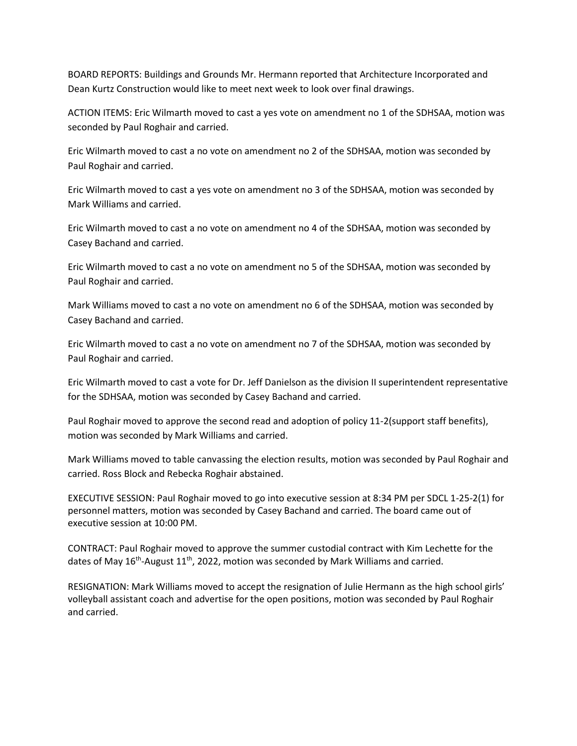BOARD REPORTS: Buildings and Grounds Mr. Hermann reported that Architecture Incorporated and Dean Kurtz Construction would like to meet next week to look over final drawings.

ACTION ITEMS: Eric Wilmarth moved to cast a yes vote on amendment no 1 of the SDHSAA, motion was seconded by Paul Roghair and carried.

Eric Wilmarth moved to cast a no vote on amendment no 2 of the SDHSAA, motion was seconded by Paul Roghair and carried.

Eric Wilmarth moved to cast a yes vote on amendment no 3 of the SDHSAA, motion was seconded by Mark Williams and carried.

Eric Wilmarth moved to cast a no vote on amendment no 4 of the SDHSAA, motion was seconded by Casey Bachand and carried.

Eric Wilmarth moved to cast a no vote on amendment no 5 of the SDHSAA, motion was seconded by Paul Roghair and carried.

Mark Williams moved to cast a no vote on amendment no 6 of the SDHSAA, motion was seconded by Casey Bachand and carried.

Eric Wilmarth moved to cast a no vote on amendment no 7 of the SDHSAA, motion was seconded by Paul Roghair and carried.

Eric Wilmarth moved to cast a vote for Dr. Jeff Danielson as the division II superintendent representative for the SDHSAA, motion was seconded by Casey Bachand and carried.

Paul Roghair moved to approve the second read and adoption of policy 11-2(support staff benefits), motion was seconded by Mark Williams and carried.

Mark Williams moved to table canvassing the election results, motion was seconded by Paul Roghair and carried. Ross Block and Rebecka Roghair abstained.

EXECUTIVE SESSION: Paul Roghair moved to go into executive session at 8:34 PM per SDCL 1-25-2(1) for personnel matters, motion was seconded by Casey Bachand and carried. The board came out of executive session at 10:00 PM.

CONTRACT: Paul Roghair moved to approve the summer custodial contract with Kim Lechette for the dates of May 16th-August 11th, 2022, motion was seconded by Mark Williams and carried.

RESIGNATION: Mark Williams moved to accept the resignation of Julie Hermann as the high school girls' volleyball assistant coach and advertise for the open positions, motion was seconded by Paul Roghair and carried.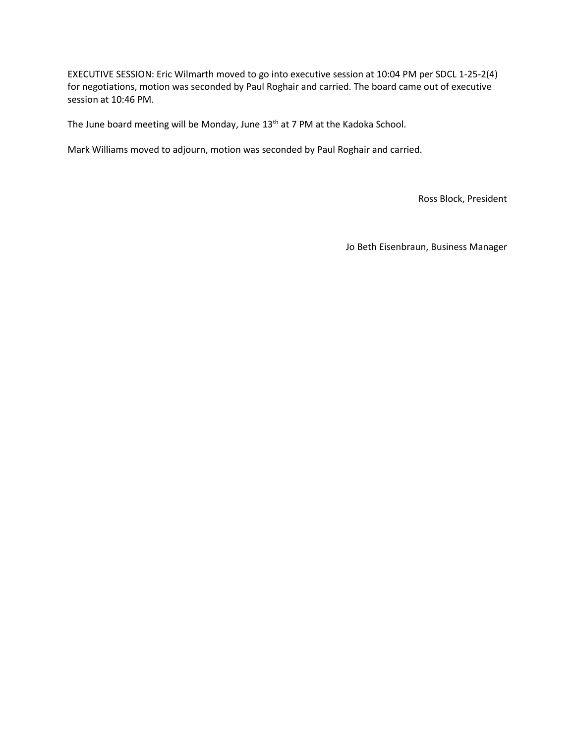EXECUTIVE SESSION: Eric Wilmarth moved to go into executive session at 10:04 PM per SDCL 1-25-2(4) for negotiations, motion was seconded by Paul Roghair and carried. The board came out of executive session at 10:46 PM.

The June board meeting will be Monday, June 13th at 7 PM at the Kadoka School.

Mark Williams moved to adjourn, motion was seconded by Paul Roghair and carried.

Ross Block, President

Jo Beth Eisenbraun, Business Manager